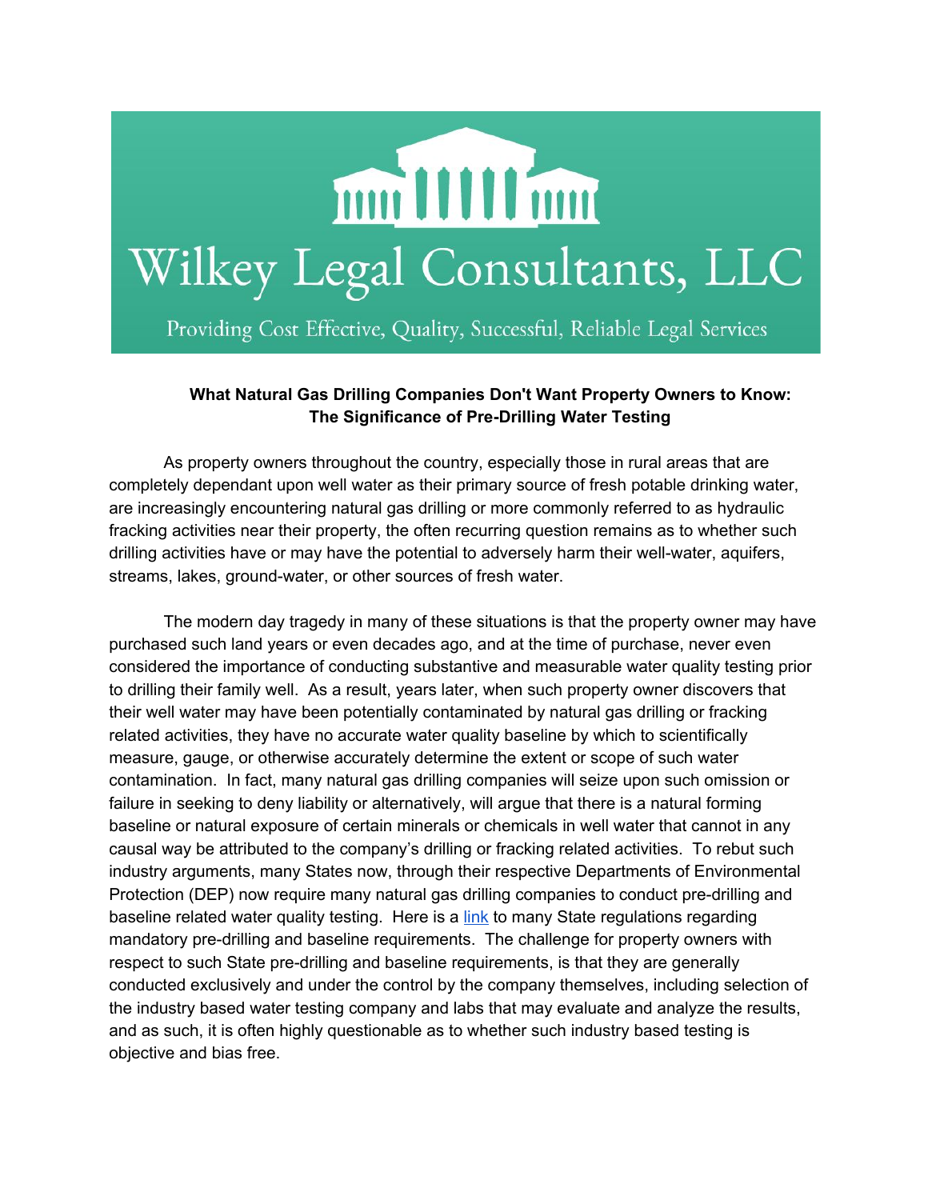# Wilkey Legal Consultants, LLC

Providing Cost Effective, Quality, Successful, Reliable Legal Services

**What Natural Gas Drilling Companies Don't Want Property Owners to Know: The Significance of Pre-Drilling Water Testing**

As property owners throughout the country, especially those in rural areas that are completely dependant upon well water as their primary source of fresh potable drinking water, are increasingly encountering natural gas drilling or more commonly referred to as hydraulic fracking activities near their property, the often recurring question remains as to whether such drilling activities have or may have the potential to adversely harm their well-water, aquifers, streams, lakes, ground-water, or other sources of fresh water.

The modern day tragedy in many of these situations is that the property owner may have purchased such land years or even decades ago, and at the time of purchase, never even considered the importance of conducting substantive and measurable water quality testing prior to drilling their family well. As a result, years later, when such property owner discovers that their well water may have been potentially contaminated by natural gas drilling or fracking related activities, they have no accurate water quality baseline by which to scientifically measure, gauge, or otherwise accurately determine the extent or scope of such water contamination. In fact, many natural gas drilling companies will seize upon such omission or failure in seeking to deny liability or alternatively, will argue that there is a natural forming baseline or natural exposure of certain minerals or chemicals in well water that cannot in any causal way be attributed to the company's drilling or fracking related activities. To rebut such industry arguments, many States now, through their respective Departments of Environmental Protection (DEP) now require many natural gas drilling companies to conduct pre-drilling and baseline related water quality testing. Here is a link to many State regulations regarding mandatory pre-drilling and baseline requirements. The challenge for property owners with respect to such State pre-drilling and baseline requirements, is that they are generally conducted exclusively and under the control by the company themselves, including selection of the industry based water testing company and labs that may evaluate and analyze the results, and as such, it is often highly questionable as to whether such industry based testing is objective and bias free.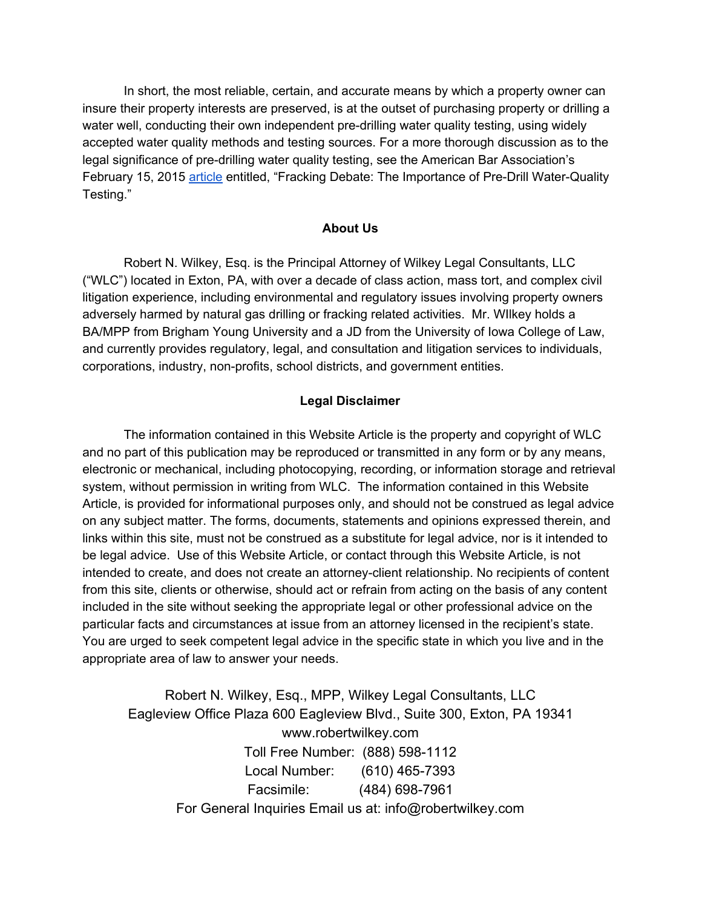In short, the most reliable, certain, and accurate means by which a property owner can insure their property interests are preserved, is at the outset of purchasing property or drilling a water well, conducting their own independent pre-drilling water quality testing, using widely accepted water quality methods and testing sources. For a more thorough discussion as to the legal significance of pre-drilling water quality testing, see the American Bar Association's February 15, 2015 article entitled, "Fracking Debate: The Importance of Pre-Drill Water-Quality Testing."

**About Us**

Robert N. Wilkey, Esq. is the Principal Attorney of Wilkey Legal Consultants, LLC ("WLC") located in Exton, PA, with over a decade of class action, mass tort, and complex civil litigation experience, including environmental and regulatory issues involving property owners adversely harmed by natural gas drilling or fracking related activities. Mr. WIlkey holds a BA/MPP from Brigham Young University and a JD from the University of Iowa College of Law, and currently provides regulatory, legal, and consultation and litigation services to individuals, corporations, industry, non-profits, school districts, and government entities.

**Legal Disclaimer**

The information contained in this Website Article is the property and copyright of WLC and no part of this publication may be reproduced or transmitted in any form or by any means, electronic or mechanical, including photocopying, recording, or information storage and retrieval system, without permission in writing from WLC. The information contained in this Website Article, is provided for informational purposes only, and should not be construed as legal advice on any subject matter. The forms, documents, statements and opinions expressed therein, and links within this site, must not be construed as a substitute for legal advice, nor is it intended to be legal advice. Use of this Website Article, or contact through this Website Article, is not intended to create, and does not create an attorney-client relationship. No recipients of content from this site, clients or otherwise, should act or refrain from acting on the basis of any content included in the site without seeking the appropriate legal or other professional advice on the particular facts and circumstances at issue from an attorney licensed in the recipient's state. You are urged to seek competent legal advice in the specific state in which you live and in the appropriate area of law to answer your needs.

Robert N. Wilkey, Esq., MPP, Wilkey Legal Consultants, LLC
Eagleview Office Plaza 600 Eagleview Blvd., Suite 300, Exton, PA 19341
www.robertwilkey.com
Toll Free Number: (888) 598-1112
Local Number: (610) 465-7393
Facsimile: (484) 698-7961
For General Inquiries Email us at: info@robertwilkey.com